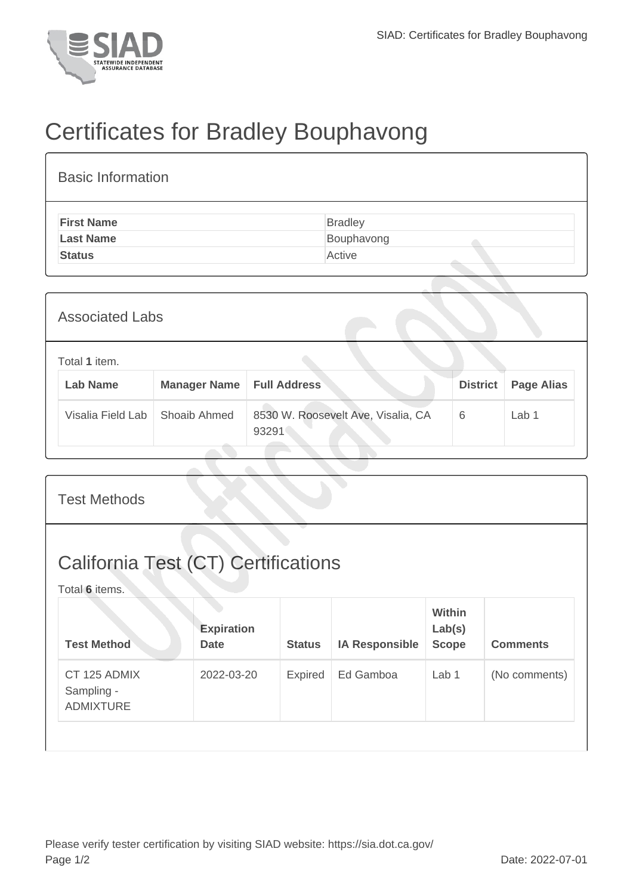# Certificates for Bradley Bouphavong

## Basic Information

| | |
|---|---|
| **First Name** | Bradley |
| **Last Name** | Bouphavong |
| **Status** | Active |

## Associated Labs

Total **1** item.

| Lab Name | Manager Name | Full Address | District | Page Alias |
|---|---|---|---|---|
| Visalia Field Lab | Shoaib Ahmed | 8530 W. Roosevelt Ave, Visalia, CA 93291 | 6 | Lab 1 |

## Test Methods

## California Test (CT) Certifications

Total **6** items.

| Test Method | Expiration Date | Status | IA Responsible | Within Lab(s) Scope | Comments |
|---|---|---|---|---|---|
| CT 125 ADMIX Sampling - ADMIXTURE | 2022-03-20 | Expired | Ed Gamboa | Lab 1 | (No comments) |

Please verify tester certification by visiting SIAD website: https://sia.dot.ca.gov/

Date: 2022-07-01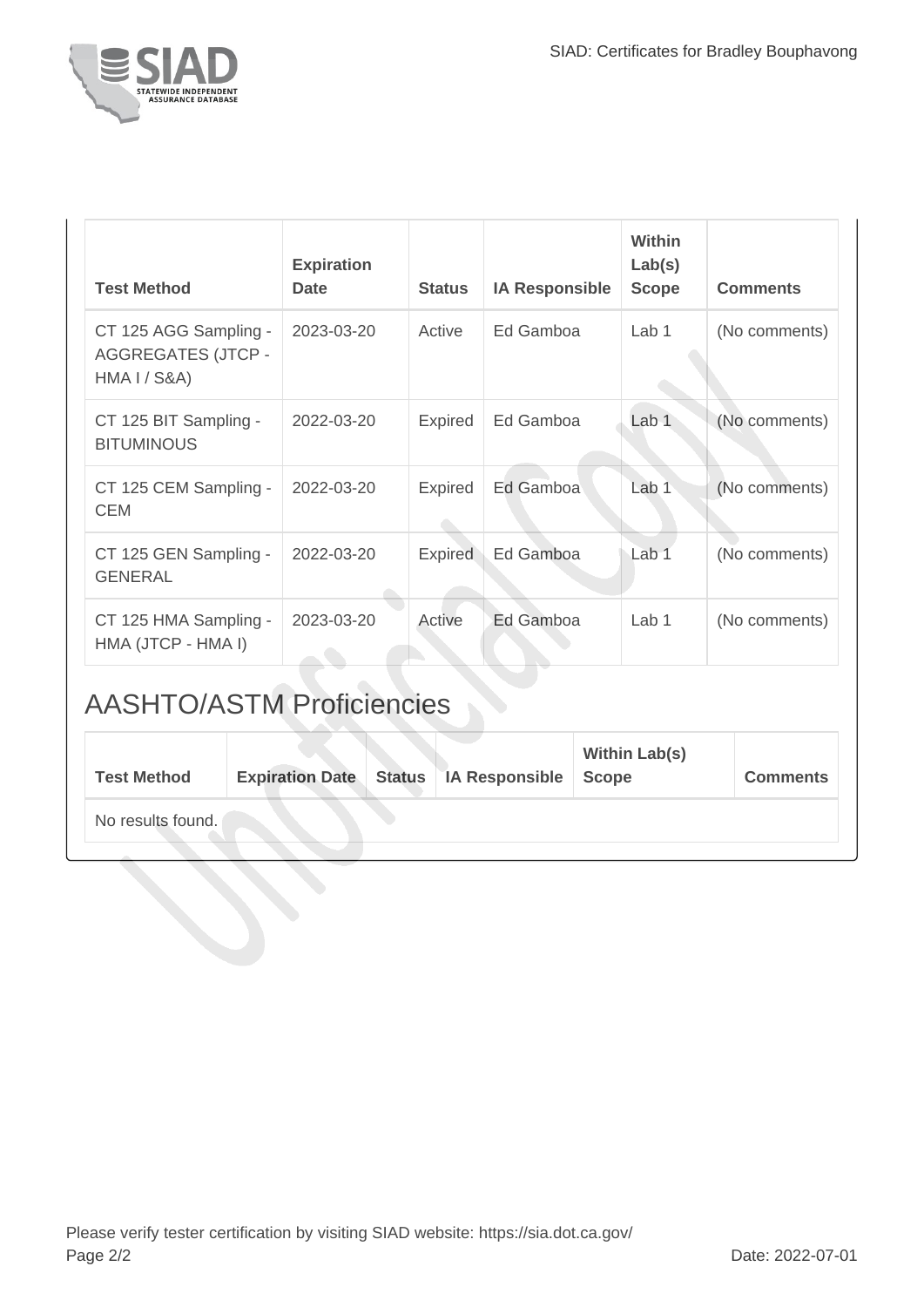| Test Method | Expiration Date | Status | IA Responsible | Within Lab(s) Scope | Comments |
| --- | --- | --- | --- | --- | --- |
| CT 125 AGG Sampling - AGGREGATES (JTCP - HMA I / S&A) | 2023-03-20 | Active | Ed Gamboa | Lab 1 | (No comments) |
| CT 125 BIT Sampling - BITUMINOUS | 2022-03-20 | Expired | Ed Gamboa | Lab 1 | (No comments) |
| CT 125 CEM Sampling - CEM | 2022-03-20 | Expired | Ed Gamboa | Lab 1 | (No comments) |
| CT 125 GEN Sampling - GENERAL | 2022-03-20 | Expired | Ed Gamboa | Lab 1 | (No comments) |
| CT 125 HMA Sampling - HMA (JTCP - HMA I) | 2023-03-20 | Active | Ed Gamboa | Lab 1 | (No comments) |

## AASHTO/ASTM Proficiencies

| Test Method | Expiration Date | Status | IA Responsible | Within Lab(s) Scope | Comments |
| --- | --- | --- | --- | --- | --- |
| No results found. | | | | | |

Please verify tester certification by visiting SIAD website: https://sia.dot.ca.gov/

Date: 2022-07-01